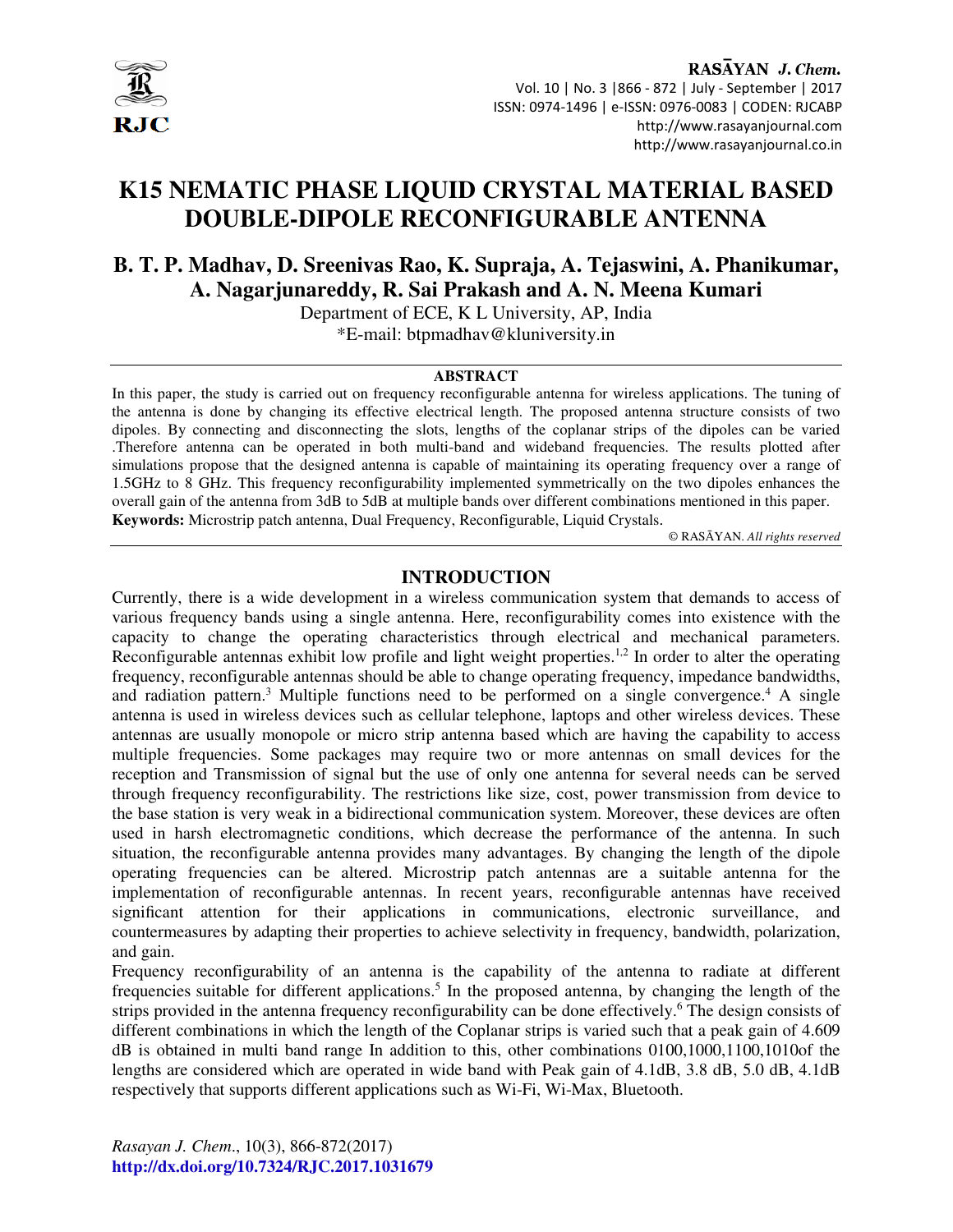# K15 NEMATIC PHASE LIQUID CRYSTAL MATERIAL BASED DOUBLE-DIPOLE RECONFIGURABLE ANTENNA

**B. T. P. Madhav, D. Sreenivas Rao, K. Supraja, A. Tejaswini, A. Phanikumar, A. Nagarjunareddy, R. Sai Prakash and A. N. Meena Kumari**

Department of ECE, K L University, AP, India

*E-mail: btpmadhav@kluniversity.in

## ABSTRACT

In this paper, the study is carried out on frequency reconfigurable antenna for wireless applications. The tuning of the antenna is done by changing its effective electrical length. The proposed antenna structure consists of two dipoles. By connecting and disconnecting the slots, lengths of the coplanar strips of the dipoles can be varied .Therefore antenna can be operated in both multi-band and wideband frequencies. The results plotted after simulations propose that the designed antenna is capable of maintaining its operating frequency over a range of 1.5GHz to 8 GHz. This frequency reconfigurability implemented symmetrically on the two dipoles enhances the overall gain of the antenna from 3dB to 5dB at multiple bands over different combinations mentioned in this paper.

**Keywords:** Microstrip patch antenna, Dual Frequency, Reconfigurable, Liquid Crystals.

© RASĀYAN. *All rights reserved*

## INTRODUCTION

Currently, there is a wide development in a wireless communication system that demands to access of various frequency bands using a single antenna. Here, reconfigurability comes into existence with the capacity to change the operating characteristics through electrical and mechanical parameters. Reconfigurable antennas exhibit low profile and light weight properties.[1,2] In order to alter the operating frequency, reconfigurable antennas should be able to change operating frequency, impedance bandwidths, and radiation pattern.[3] Multiple functions need to be performed on a single convergence.[4] A single antenna is used in wireless devices such as cellular telephone, laptops and other wireless devices. These antennas are usually monopole or micro strip antenna based which are having the capability to access multiple frequencies. Some packages may require two or more antennas on small devices for the reception and Transmission of signal but the use of only one antenna for several needs can be served through frequency reconfigurability. The restrictions like size, cost, power transmission from device to the base station is very weak in a bidirectional communication system. Moreover, these devices are often used in harsh electromagnetic conditions, which decrease the performance of the antenna. In such situation, the reconfigurable antenna provides many advantages. By changing the length of the dipole operating frequencies can be altered. Microstrip patch antennas are a suitable antenna for the implementation of reconfigurable antennas. In recent years, reconfigurable antennas have received significant attention for their applications in communications, electronic surveillance, and countermeasures by adapting their properties to achieve selectivity in frequency, bandwidth, polarization, and gain.

Frequency reconfigurability of an antenna is the capability of the antenna to radiate at different frequencies suitable for different applications.[5] In the proposed antenna, by changing the length of the strips provided in the antenna frequency reconfigurability can be done effectively.[6] The design consists of different combinations in which the length of the Coplanar strips is varied such that a peak gain of 4.609 dB is obtained in multi band range In addition to this, other combinations 0100,1000,1100,1010of the lengths are considered which are operated in wide band with Peak gain of 4.1dB, 3.8 dB, 5.0 dB, 4.1dB respectively that supports different applications such as Wi-Fi, Wi-Max, Bluetooth.

*Rasayan J. Chem.*, 10(3), 866-872(2017)
http://dx.doi.org/10.7324/RJC.2017.1031679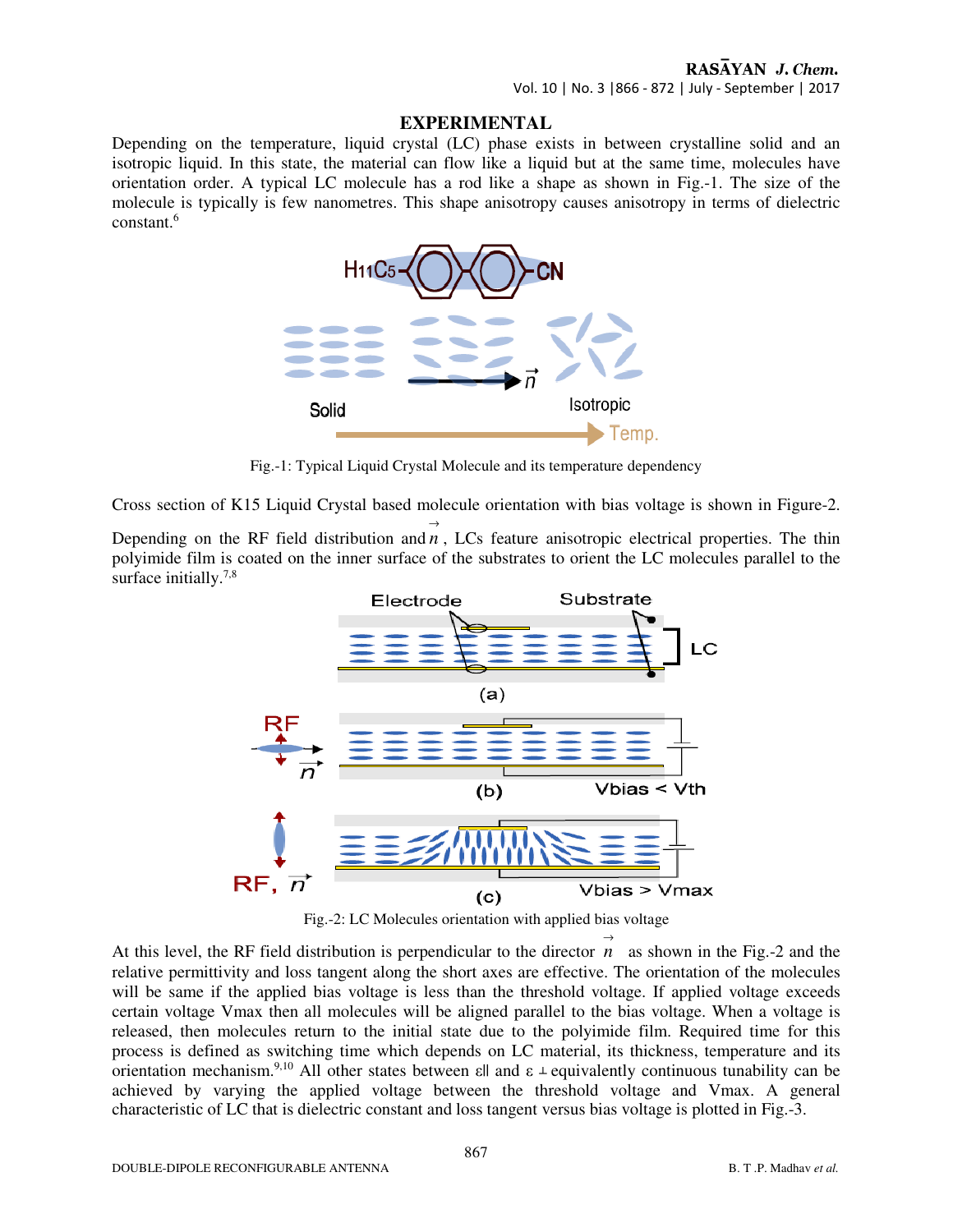## EXPERIMENTAL

Depending on the temperature, liquid crystal (LC) phase exists in between crystalline solid and an isotropic liquid. In this state, the material can flow like a liquid but at the same time, molecules have orientation order. A typical LC molecule has a rod like a shape as shown in Fig.-1. The size of the molecule is typically is few nanometres. This shape anisotropy causes anisotropy in terms of dielectric constant.[6]

Fig.-1: Typical Liquid Crystal Molecule and its temperature dependency

Cross section of K15 Liquid Crystal based molecule orientation with bias voltage is shown in Figure-2. Depending on the RF field distribution and $\vec{n}$, LCs feature anisotropic electrical properties. The thin polyimide film is coated on the inner surface of the substrates to orient the LC molecules parallel to the surface initially.[7,8]

Fig.-2: LC Molecules orientation with applied bias voltage

At this level, the RF field distribution is perpendicular to the director $\vec{n}$ as shown in the Fig.-2 and the relative permittivity and loss tangent along the short axes are effective. The orientation of the molecules will be same if the applied bias voltage is less than the threshold voltage. If applied voltage exceeds certain voltage Vmax then all molecules will be aligned parallel to the bias voltage. When a voltage is released, then molecules return to the initial state due to the polyimide film. Required time for this process is defined as switching time which depends on LC material, its thickness, temperature and its orientation mechanism.[9,10] All other states between $\varepsilon_{\parallel}$ and $\varepsilon_{\perp}$ equivalently continuous tunability can be achieved by varying the applied voltage between the threshold voltage and Vmax. A general characteristic of LC that is dielectric constant and loss tangent versus bias voltage is plotted in Fig.-3.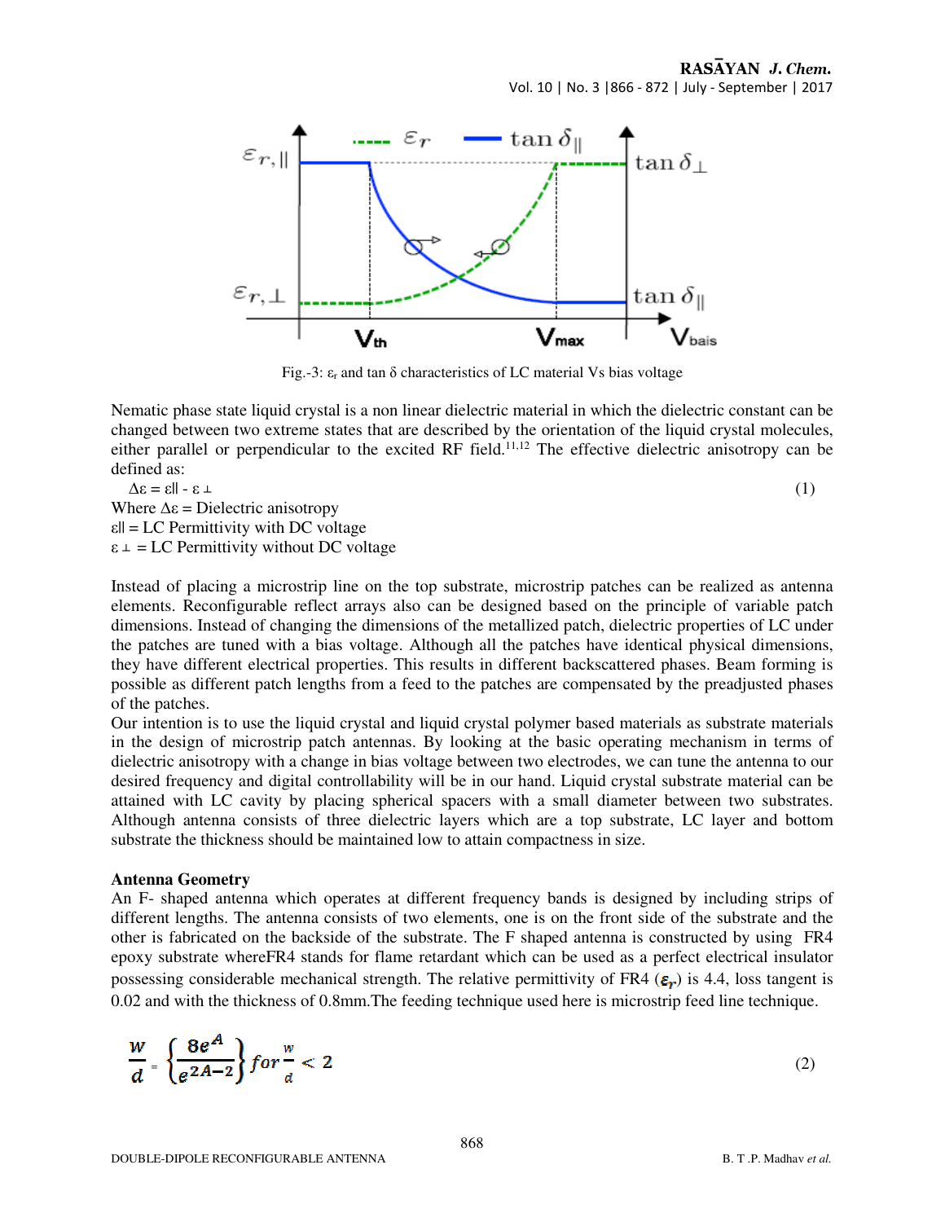Fig.-3: $\varepsilon_r$ and tan δ characteristics of LC material Vs bias voltage

Nematic phase state liquid crystal is a non linear dielectric material in which the dielectric constant can be changed between two extreme states that are described by the orientation of the liquid crystal molecules, either parallel or perpendicular to the excited RF field.[11,12] The effective dielectric anisotropy can be defined as:

$$\Delta\varepsilon = \varepsilon_{\parallel} - \varepsilon_{\perp} \tag{1}$$

Where $\Delta\varepsilon$ = Dielectric anisotropy
$\varepsilon_{\parallel}$ = LC Permittivity with DC voltage
$\varepsilon_{\perp}$ = LC Permittivity without DC voltage

Instead of placing a microstrip line on the top substrate, microstrip patches can be realized as antenna elements. Reconfigurable reflect arrays also can be designed based on the principle of variable patch dimensions. Instead of changing the dimensions of the metallized patch, dielectric properties of LC under the patches are tuned with a bias voltage. Although all the patches have identical physical dimensions, they have different electrical properties. This results in different backscattered phases. Beam forming is possible as different patch lengths from a feed to the patches are compensated by the preadjusted phases of the patches.

Our intention is to use the liquid crystal and liquid crystal polymer based materials as substrate materials in the design of microstrip patch antennas. By looking at the basic operating mechanism in terms of dielectric anisotropy with a change in bias voltage between two electrodes, we can tune the antenna to our desired frequency and digital controllability will be in our hand. Liquid crystal substrate material can be attained with LC cavity by placing spherical spacers with a small diameter between two substrates. Although antenna consists of three dielectric layers which are a top substrate, LC layer and bottom substrate the thickness should be maintained low to attain compactness in size.

### Antenna Geometry

An F- shaped antenna which operates at different frequency bands is designed by including strips of different lengths. The antenna consists of two elements, one is on the front side of the substrate and the other is fabricated on the backside of the substrate. The F shaped antenna is constructed by using FR4 epoxy substrate whereFR4 stands for flame retardant which can be used as a perfect electrical insulator possessing considerable mechanical strength. The relative permittivity of FR4 ($\varepsilon_r$) is 4.4, loss tangent is 0.02 and with the thickness of 0.8mm.The feeding technique used here is microstrip feed line technique.

$$\frac{w}{d} = \left\{\frac{8e^{A}}{e^{2A-2}}\right\} for \frac{w}{d} < 2 \tag{2}$$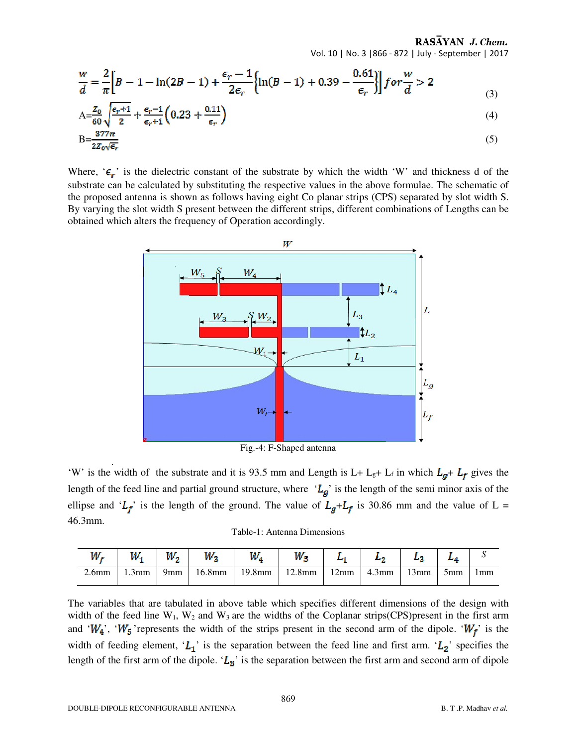$$\frac{w}{d} = \frac{2}{\pi}\left[B - 1 - \ln(2B-1) + \frac{\epsilon_r - 1}{2\epsilon_r}\left\{\ln(B-1) + 0.39 - \frac{0.61}{\epsilon_r}\right\}\right] for \frac{w}{d} > 2 \tag{3}$$

$$A = \frac{Z_0}{60}\sqrt{\frac{\epsilon_r+1}{2}} + \frac{\epsilon_r - 1}{\epsilon_r + 1}\left(0.23 + \frac{0.11}{\epsilon_r}\right) \tag{4}$$

$$B = \frac{377\pi}{2Z_0\sqrt{\epsilon_r}} \tag{5}$$

Where, '$\epsilon_r$' is the dielectric constant of the substrate by which the width 'W' and thickness d of the substrate can be calculated by substituting the respective values in the above formulae. The schematic of the proposed antenna is shown as follows having eight Co planar strips (CPS) separated by slot width S. By varying the slot width S present between the different strips, different combinations of Lengths can be obtained which alters the frequency of Operation accordingly.

Fig.-4: F-Shaped antenna

'W' is the width of the substrate and it is 93.5 mm and Length is L+ $L_g$+ $L_f$ in which $L_g$+ $L_f$ gives the length of the feed line and partial ground structure, where '$L_g$' is the length of the semi minor axis of the ellipse and '$L_f$' is the length of the ground. The value of $L_g$+$L_f$ is 30.86 mm and the value of L = 46.3mm.

Table-1: Antenna Dimensions

| $W_f$ | $W_1$ | $W_2$ | $W_3$ | $W_4$ | $W_5$ | $L_1$ | $L_2$ | $L_3$ | $L_4$ | S |
|---|---|---|---|---|---|---|---|---|---|---|
| 2.6mm | 1.3mm | 9mm | 16.8mm | 19.8mm | 12.8mm | 12mm | 4.3mm | 13mm | 5mm | 1mm |

The variables that are tabulated in above table which specifies different dimensions of the design with width of the feed line $W_1$, $W_2$ and $W_3$ are the widths of the Coplanar strips(CPS)present in the first arm and '$W_4$', '$W_5$'represents the width of the strips present in the second arm of the dipole. '$W_f$' is the width of feeding element, '$L_1$' is the separation between the feed line and first arm. '$L_2$' specifies the length of the first arm of the dipole. '$L_3$' is the separation between the first arm and second arm of dipole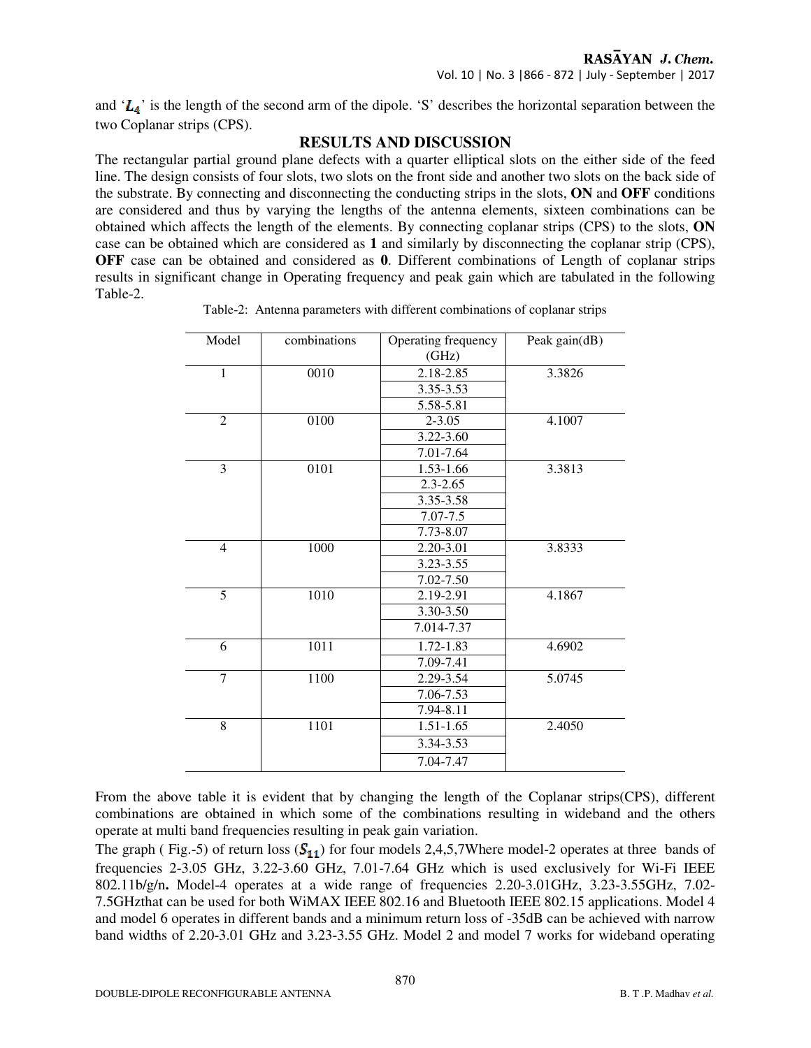and '$L_4$' is the length of the second arm of the dipole. 'S' describes the horizontal separation between the two Coplanar strips (CPS).

## RESULTS AND DISCUSSION

The rectangular partial ground plane defects with a quarter elliptical slots on the either side of the feed line. The design consists of four slots, two slots on the front side and another two slots on the back side of the substrate. By connecting and disconnecting the conducting strips in the slots, **ON** and **OFF** conditions are considered and thus by varying the lengths of the antenna elements, sixteen combinations can be obtained which affects the length of the elements. By connecting coplanar strips (CPS) to the slots, **ON** case can be obtained which are considered as **1** and similarly by disconnecting the coplanar strip (CPS), **OFF** case can be obtained and considered as **0**. Different combinations of Length of coplanar strips results in significant change in Operating frequency and peak gain which are tabulated in the following Table-2.

Table-2: Antenna parameters with different combinations of coplanar strips

| Model | combinations | Operating frequency (GHz) | Peak gain(dB) |
|---|---|---|---|
| 1 | 0010 | 2.18-2.85 | 3.3826 |
| | | 3.35-3.53 | |
| | | 5.58-5.81 | |
| 2 | 0100 | 2-3.05 | 4.1007 |
| | | 3.22-3.60 | |
| | | 7.01-7.64 | |
| 3 | 0101 | 1.53-1.66 | 3.3813 |
| | | 2.3-2.65 | |
| | | 3.35-3.58 | |
| | | 7.07-7.5 | |
| | | 7.73-8.07 | |
| 4 | 1000 | 2.20-3.01 | 3.8333 |
| | | 3.23-3.55 | |
| | | 7.02-7.50 | |
| 5 | 1010 | 2.19-2.91 | 4.1867 |
| | | 3.30-3.50 | |
| | | 7.014-7.37 | |
| 6 | 1011 | 1.72-1.83 | 4.6902 |
| | | 7.09-7.41 | |
| 7 | 1100 | 2.29-3.54 | 5.0745 |
| | | 7.06-7.53 | |
| | | 7.94-8.11 | |
| 8 | 1101 | 1.51-1.65 | 2.4050 |
| | | 3.34-3.53 | |
| | | 7.04-7.47 | |

From the above table it is evident that by changing the length of the Coplanar strips(CPS), different combinations are obtained in which some of the combinations resulting in wideband and the others operate at multi band frequencies resulting in peak gain variation.

The graph ( Fig.-5) of return loss ($S_{11}$) for four models 2,4,5,7Where model-2 operates at three bands of frequencies 2-3.05 GHz, 3.22-3.60 GHz, 7.01-7.64 GHz which is used exclusively for Wi-Fi IEEE 802.11b/g/n**.** Model-4 operates at a wide range of frequencies 2.20-3.01GHz, 3.23-3.55GHz, 7.02-7.5GHzthat can be used for both WiMAX IEEE 802.16 and Bluetooth IEEE 802.15 applications. Model 4 and model 6 operates in different bands and a minimum return loss of -35dB can be achieved with narrow band widths of 2.20-3.01 GHz and 3.23-3.55 GHz. Model 2 and model 7 works for wideband operating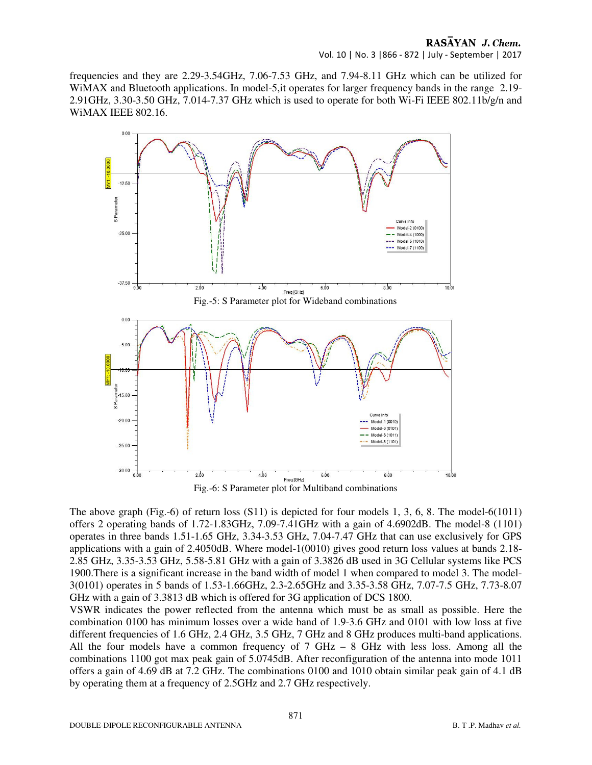frequencies and they are 2.29-3.54GHz, 7.06-7.53 GHz, and 7.94-8.11 GHz which can be utilized for WiMAX and Bluetooth applications. In model-5,it operates for larger frequency bands in the range 2.19-2.91GHz, 3.30-3.50 GHz, 7.014-7.37 GHz which is used to operate for both Wi-Fi IEEE 802.11b/g/n and WiMAX IEEE 802.16.

Fig.-5: S Parameter plot for Wideband combinations

Fig.-6: S Parameter plot for Multiband combinations

The above graph (Fig.-6) of return loss (S11) is depicted for four models 1, 3, 6, 8. The model-6(1011) offers 2 operating bands of 1.72-1.83GHz, 7.09-7.41GHz with a gain of 4.6902dB. The model-8 (1101) operates in three bands 1.51-1.65 GHz, 3.34-3.53 GHz, 7.04-7.47 GHz that can use exclusively for GPS applications with a gain of 2.4050dB. Where model-1(0010) gives good return loss values at bands 2.18-2.85 GHz, 3.35-3.53 GHz, 5.58-5.81 GHz with a gain of 3.3826 dB used in 3G Cellular systems like PCS 1900.There is a significant increase in the band width of model 1 when compared to model 3. The model-3(0101) operates in 5 bands of 1.53-1.66GHz, 2.3-2.65GHz and 3.35-3.58 GHz, 7.07-7.5 GHz, 7.73-8.07 GHz with a gain of 3.3813 dB which is offered for 3G application of DCS 1800.

VSWR indicates the power reflected from the antenna which must be as small as possible. Here the combination 0100 has minimum losses over a wide band of 1.9-3.6 GHz and 0101 with low loss at five different frequencies of 1.6 GHz, 2.4 GHz, 3.5 GHz, 7 GHz and 8 GHz produces multi-band applications. All the four models have a common frequency of 7 GHz – 8 GHz with less loss. Among all the combinations 1100 got max peak gain of 5.0745dB. After reconfiguration of the antenna into mode 1011 offers a gain of 4.69 dB at 7.2 GHz. The combinations 0100 and 1010 obtain similar peak gain of 4.1 dB by operating them at a frequency of 2.5GHz and 2.7 GHz respectively.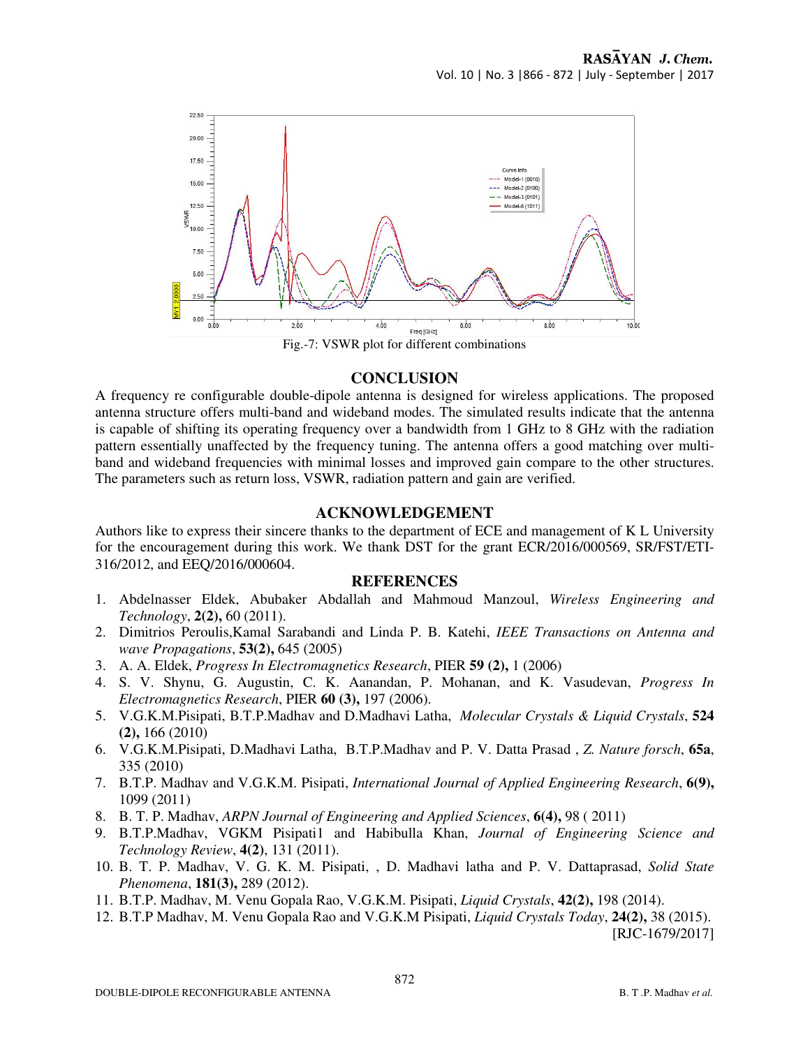22.50
20.00
17.50
15.00
12.50
10.00
7.50
5.00
2.50
0.00

VSWR

0.00
2.00
4.00
6.00
8.00
10.00

Freq [GHz]

Curve Info
Model-1 (0010)
Model-2 (0100)
Model-3 (0101)
Model-6 (1011)

Mr1 2.0000

Fig.-7: VSWR plot for different combinations

## CONCLUSION

A frequency re configurable double-dipole antenna is designed for wireless applications. The proposed antenna structure offers multi-band and wideband modes. The simulated results indicate that the antenna is capable of shifting its operating frequency over a bandwidth from 1 GHz to 8 GHz with the radiation pattern essentially unaffected by the frequency tuning. The antenna offers a good matching over multi-band and wideband frequencies with minimal losses and improved gain compare to the other structures. The parameters such as return loss, VSWR, radiation pattern and gain are verified.

## ACKNOWLEDGEMENT

Authors like to express their sincere thanks to the department of ECE and management of K L University for the encouragement during this work. We thank DST for the grant ECR/2016/000569, SR/FST/ETI-316/2012, and EEQ/2016/000604.

## REFERENCES

1. Abdelnasser Eldek, Abubaker Abdallah and Mahmoud Manzoul, *Wireless Engineering and Technology*, **2(2),** 60 (2011).
2. Dimitrios Peroulis,Kamal Sarabandi and Linda P. B. Katehi, *IEEE Transactions on Antenna and wave Propagations*, **53(2),** 645 (2005)
3. A. A. Eldek, *Progress In Electromagnetics Research*, PIER **59 (2),** 1 (2006)
4. S. V. Shynu, G. Augustin, C. K. Aanandan, P. Mohanan, and K. Vasudevan, *Progress In Electromagnetics Research*, PIER **60 (3),** 197 (2006).
5. V.G.K.M.Pisipati, B.T.P.Madhav and D.Madhavi Latha, *Molecular Crystals & Liquid Crystals*, **524 (2),** 166 (2010)
6. V.G.K.M.Pisipati, D.Madhavi Latha, B.T.P.Madhav and P. V. Datta Prasad , *Z. Nature forsch*, **65a**, 335 (2010)
7. B.T.P. Madhav and V.G.K.M. Pisipati, *International Journal of Applied Engineering Research*, **6(9),** 1099 (2011)
8. B. T. P. Madhav, *ARPN Journal of Engineering and Applied Sciences*, **6(4),** 98 ( 2011)
9. B.T.P.Madhav, VGKM Pisipati1 and Habibulla Khan, *Journal of Engineering Science and Technology Review*, **4(2)**, 131 (2011).
10. B. T. P. Madhav, V. G. K. M. Pisipati, , D. Madhavi latha and P. V. Dattaprasad, *Solid State Phenomena*, **181(3),** 289 (2012).
11. B.T.P. Madhav, M. Venu Gopala Rao, V.G.K.M. Pisipati, *Liquid Crystals*, **42(2),** 198 (2014).
12. B.T.P Madhav, M. Venu Gopala Rao and V.G.K.M Pisipati, *Liquid Crystals Today*, **24(2),** 38 (2015).

[RJC-1679/2017]